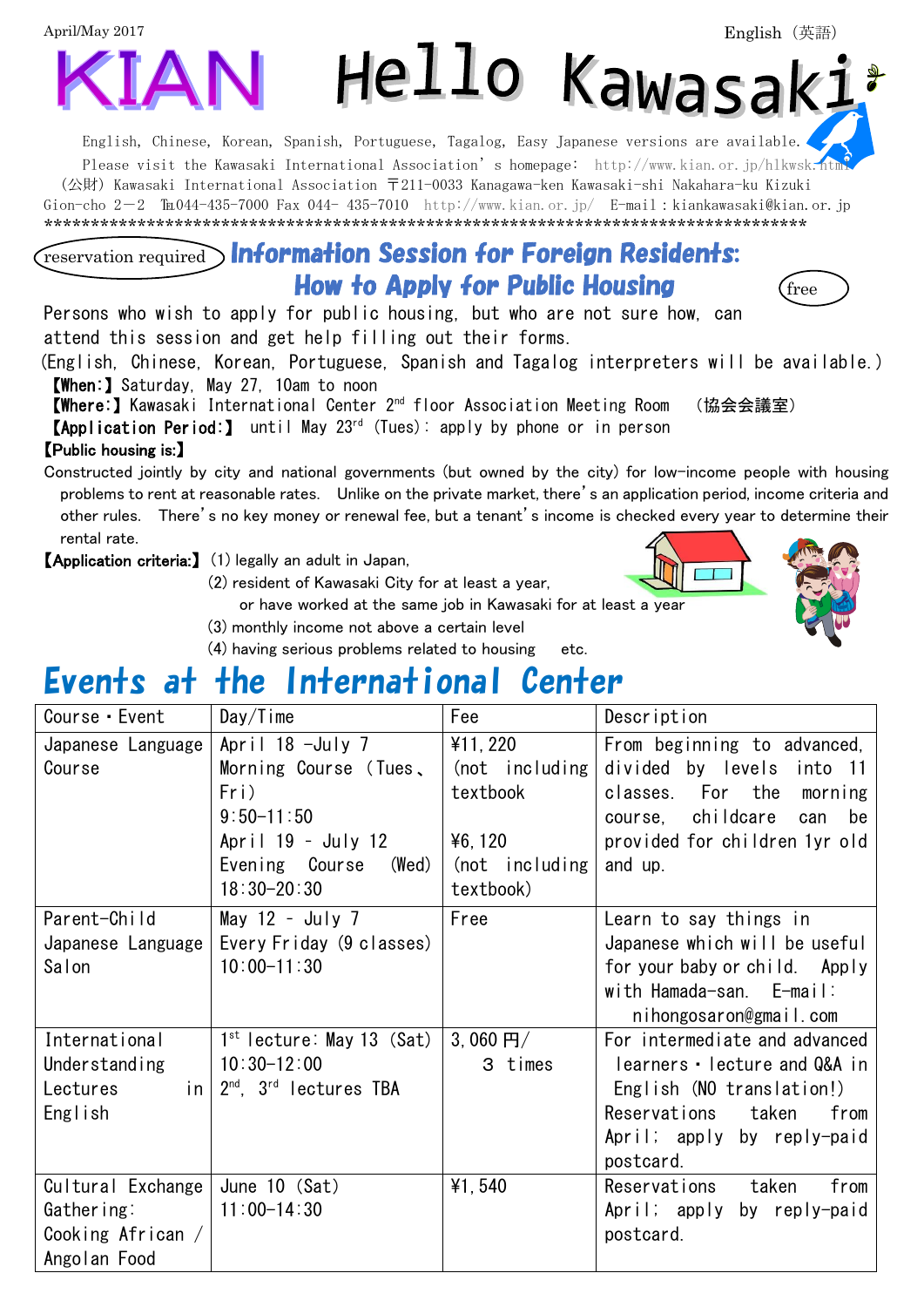April/May 2017

English（英語）

# KIAN Hello Kawasaki

English, Chinese, Korean, Spanish, Portuguese, Tagalog, Easy Japanese versions are available.

Please visit the Kawasaki International Association' s homepage: http://www.kian.or.jp/hlkwsk.html

（公財）Kawasaki International Association 〒211-0033 Kanagawa-ken Kawasaki-shi Nakahara-ku Kizuki Gion-cho 2－2 ℡044-435-7000 Fax 044- 435-7010 http://www.kian.or.jp/ E-mail：kiankawasaki@kian.or.jp

\*\*\*\*\*\*\*\*\*\*\*\*\*\*\*\*\*\*\*\*\*\*\*\*\*\*\*\*\*\*\*\*\*\*\*\*\*\*\*\*\*\*\*\*\*\*\*\*\*\*\*\*\*\*\*\*\*\*\*\*\*\*\*\*\*\*\*\*\*\*\*\*\*\*\*\*\*\*\*\*\*\*\*\*\*\*\*

## Information Session for Foreign Residents: How to Apply for Public Housing

reservation required　free

Persons who wish to apply for public housing, but who are not sure how, can attend this session and get help filling out their forms.

(English, Chinese, Korean, Portuguese, Spanish and Tagalog interpreters will be available.)

**【When:】** Saturday, May 27, 10am to noon

**【Where:】** Kawasaki International Center 2nd floor Association Meeting Room （協会会議室）

**【Application Period:】** until May 23rd (Tues): apply by phone or in person

**【Public housing is:】**

Constructed jointly by city and national governments (but owned by the city) for low-income people with housing problems to rent at reasonable rates. Unlike on the private market, there's an application period, income criteria and other rules. There's no key money or renewal fee, but a tenant's income is checked every year to determine their rental rate.

**【Application criteria:】** (1) legally an adult in Japan,

(2) resident of Kawasaki City for at least a year, or have worked at the same job in Kawasaki for at least a year

(3) monthly income not above a certain level

(4) having serious problems related to housing etc.

## Events at the International Center

| Course・Event | Day/Time | Fee | Description |
|---|---|---|---|
| Japanese Language Course | April 18 –July 7<br>Morning Course (Tues、Fri)<br>9:50-11:50<br>April 19 - July 12<br>Evening Course (Wed)<br>18:30-20:30 | ¥11,220<br>(not including textbook<br><br>¥6,120<br>(not including textbook) | From beginning to advanced, divided by levels into 11 classes. For the morning course, childcare can be provided for children 1yr old and up. |
| Parent-Child Japanese Language Salon | May 12 - July 7<br>Every Friday (9 classes)<br>10:00-11:30 | Free | Learn to say things in Japanese which will be useful for your baby or child. Apply with Hamada-san. E-mail: nihongosaron@gmail.com |
| International Understanding Lectures in English | 1st lecture: May 13 (Sat)<br>10:30-12:00<br>2nd, 3rd lectures TBA | 3,060 円/ 3 times | For intermediate and advanced learners・lecture and Q&A in English (NO translation!) Reservations taken from April; apply by reply-paid postcard. |
| Cultural Exchange Gathering: Cooking African / Angolan Food | June 10 (Sat)<br>11:00-14:30 | ¥1,540 | Reservations taken from April; apply by reply-paid postcard. |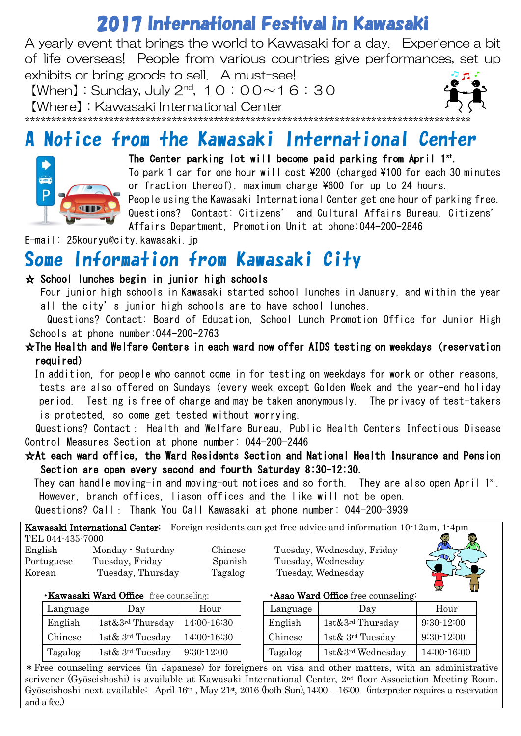# 2017 International Festival in Kawasaki

A yearly event that brings the world to Kawasaki for a day. Experience a bit of life overseas! People from various countries give performances, set up exhibits or bring goods to sell. A must-see!

【When】: Sunday, July 2nd, 10:00～16:30

【Where】: Kawasaki International Center

\*\*\*\*\*\*\*\*\*\*\*\*\*\*\*\*\*\*\*\*\*\*\*\*\*\*\*\*\*\*\*\*\*\*\*\*\*\*\*\*\*\*\*\*\*\*\*\*\*\*\*\*\*\*\*\*\*\*\*\*\*\*\*\*\*\*\*\*\*\*\*\*\*\*\*\*\*\*\*\*\*\*\*\*\*\*\*\*\*

# A Notice from the Kawasaki International Center

**The Center parking lot will become paid parking from April 1st.**

To park 1 car for one hour will cost ¥200 (charged ¥100 for each 30 minutes or fraction thereof), maximum charge ¥600 for up to 24 hours.

People using the Kawasaki International Center get one hour of parking free.

Questions? Contact: Citizens' and Cultural Affairs Bureau, Citizens' Affairs Department, Promotion Unit at phone:044-200-2846

E-mail: 25kouryu@city.kawasaki.jp

# Some Information from Kawasaki City

**☆ School lunches begin in junior high schools**

Four junior high schools in Kawasaki started school lunches in January, and within the year all the city's junior high schools are to have school lunches.

Questions? Contact: Board of Education, School Lunch Promotion Office for Junior High Schools at phone number:044-200-2763

**☆The Health and Welfare Centers in each ward now offer AIDS testing on weekdays (reservation required)**

In addition, for people who cannot come in for testing on weekdays for work or other reasons, tests are also offered on Sundays (every week except Golden Week and the year-end holiday period. Testing is free of charge and may be taken anonymously. The privacy of test-takers is protected, so come get tested without worrying.

Questions? Contact: Health and Welfare Bureau, Public Health Centers Infectious Disease Control Measures Section at phone number: 044-200-2446

**☆At each ward office, the Ward Residents Section and National Health Insurance and Pension Section are open every second and fourth Saturday 8:30-12:30.**

They can handle moving-in and moving-out notices and so forth. They are also open April 1st. However, branch offices, liason offices and the like will not be open.

Questions? Call: Thank You Call Kawasaki at phone number: 044-200-3939

**Kawasaki International Center:** Foreign residents can get free advice and information 10-12am, 1-4pm

TEL 044-435-7000

| | | | |
|---|---|---|---|
| English | Monday - Saturday | Chinese | Tuesday, Wednesday, Friday |
| Portuguese | Tuesday, Friday | Spanish | Tuesday, Wednesday |
| Korean | Tuesday, Thursday | Tagalog | Tuesday, Wednesday |

・**Kawasaki Ward Office** free counseling:

| Language | Day | Hour |
|---|---|---|
| English | 1st&3rd Thursday | 14:00-16:30 |
| Chinese | 1st& 3rd Tuesday | 14:00-16:30 |
| Tagalog | 1st& 3rd Tuesday | 9:30-12:00 |

・**Asao Ward Office** free counseling:

| Language | Day | Hour |
|---|---|---|
| English | 1st&3rd Thursday | 9:30-12:00 |
| Chinese | 1st& 3rd Tuesday | 9:30-12:00 |
| Tagalog | 1st&3rd Wednesday | 14:00-16:00 |

＊Free counseling services (in Japanese) for foreigners on visa and other matters, with an administrative scrivener (Gyōseishoshi) is available at Kawasaki International Center, 2nd floor Association Meeting Room. Gyōseishoshi next available: April 16th, May 21st, 2016 (both Sun), 14:00 – 16:00 (interpreter requires a reservation and a fee.)